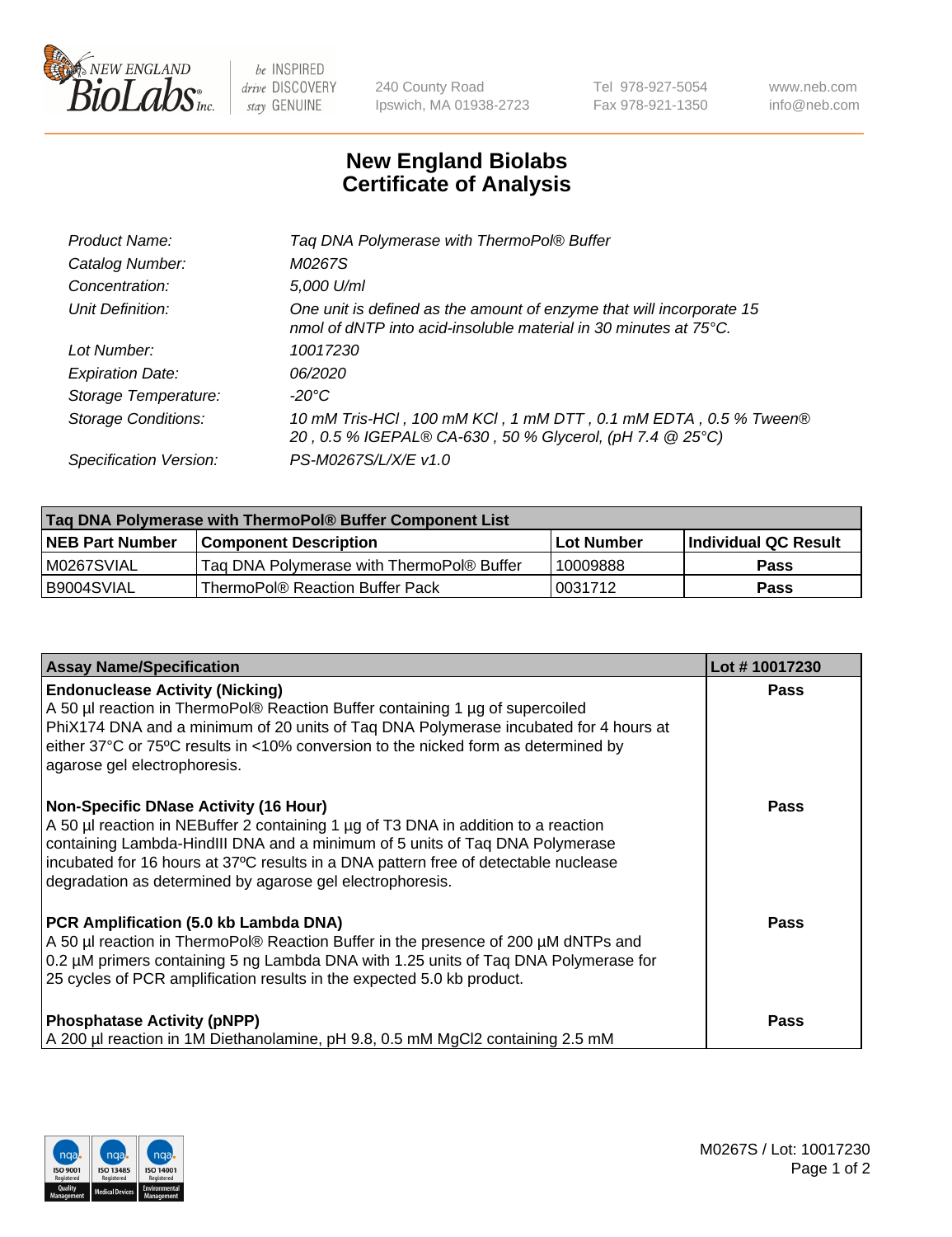New England BioLabs Inc. — be INSPIRED drive DISCOVERY stay GENUINE

240 County Road
Ipswich, MA 01938-2723

Tel 978-927-5054
Fax 978-921-1350

www.neb.com
info@neb.com

# New England Biolabs Certificate of Analysis

| | |
|---|---|
| *Product Name:* | *Taq DNA Polymerase with ThermoPol® Buffer* |
| *Catalog Number:* | *M0267S* |
| *Concentration:* | *5,000 U/ml* |
| *Unit Definition:* | *One unit is defined as the amount of enzyme that will incorporate 15 nmol of dNTP into acid-insoluble material in 30 minutes at 75°C.* |
| *Lot Number:* | *10017230* |
| *Expiration Date:* | *06/2020* |
| *Storage Temperature:* | *-20°C* |
| *Storage Conditions:* | *10 mM Tris-HCl , 100 mM KCl , 1 mM DTT , 0.1 mM EDTA , 0.5 % Tween® 20 , 0.5 % IGEPAL® CA-630 , 50 % Glycerol, (pH 7.4 @ 25°C)* |
| *Specification Version:* | *PS-M0267S/L/X/E v1.0* |

| Taq DNA Polymerase with ThermoPol® Buffer Component List | | | |
|---|---|---|---|
| **NEB Part Number** | **Component Description** | **Lot Number** | **Individual QC Result** |
| M0267SVIAL | Taq DNA Polymerase with ThermoPol® Buffer | 10009888 | **Pass** |
| B9004SVIAL | ThermoPol® Reaction Buffer Pack | 0031712 | **Pass** |

| Assay Name/Specification | Lot # 10017230 |
|---|---|
| **Endonuclease Activity (Nicking)** A 50 µl reaction in ThermoPol® Reaction Buffer containing 1 µg of supercoiled PhiX174 DNA and a minimum of 20 units of Taq DNA Polymerase incubated for 4 hours at either 37°C or 75ºC results in <10% conversion to the nicked form as determined by agarose gel electrophoresis. | **Pass** |
| **Non-Specific DNase Activity (16 Hour)** A 50 µl reaction in NEBuffer 2 containing 1 µg of T3 DNA in addition to a reaction containing Lambda-HindIII DNA and a minimum of 5 units of Taq DNA Polymerase incubated for 16 hours at 37ºC results in a DNA pattern free of detectable nuclease degradation as determined by agarose gel electrophoresis. | **Pass** |
| **PCR Amplification (5.0 kb Lambda DNA)** A 50 µl reaction in ThermoPol® Reaction Buffer in the presence of 200 µM dNTPs and 0.2 µM primers containing 5 ng Lambda DNA with 1.25 units of Taq DNA Polymerase for 25 cycles of PCR amplification results in the expected 5.0 kb product. | **Pass** |
| **Phosphatase Activity (pNPP)** A 200 µl reaction in 1M Diethanolamine, pH 9.8, 0.5 mM $MgCl_2$ containing 2.5 mM | **Pass** |

M0267S / Lot: 10017230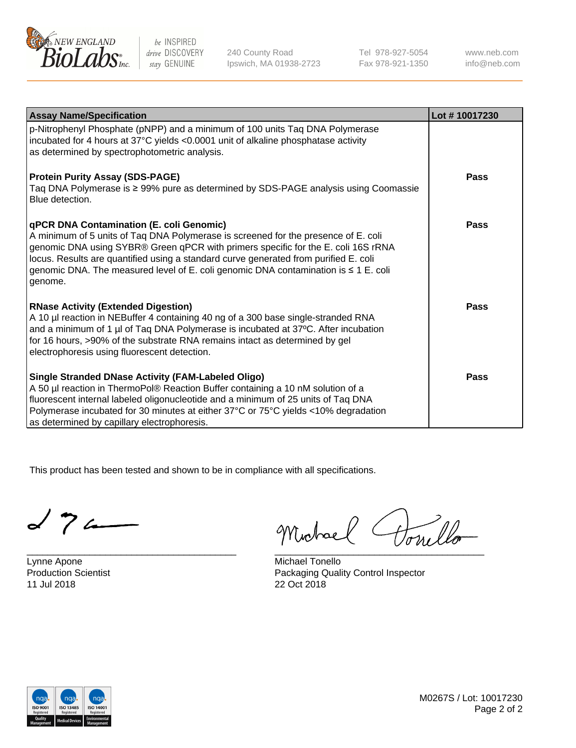NEW ENGLAND BioLabs® Inc. | be INSPIRED drive DISCOVERY stay GENUINE | 240 County Road Ipswich, MA 01938-2723 | Tel 978-927-5054 Fax 978-921-1350 | www.neb.com info@neb.com

| Assay Name/Specification | Lot # 10017230 |
|---|---|
| p-Nitrophenyl Phosphate (pNPP) and a minimum of 100 units Taq DNA Polymerase incubated for 4 hours at 37°C yields <0.0001 unit of alkaline phosphatase activity as determined by spectrophotometric analysis. | |
| **Protein Purity Assay (SDS-PAGE)**<br>Taq DNA Polymerase is ≥ 99% pure as determined by SDS-PAGE analysis using Coomassie Blue detection. | Pass |
| **qPCR DNA Contamination (E. coli Genomic)**<br>A minimum of 5 units of Taq DNA Polymerase is screened for the presence of E. coli genomic DNA using SYBR® Green qPCR with primers specific for the E. coli 16S rRNA locus. Results are quantified using a standard curve generated from purified E. coli genomic DNA. The measured level of E. coli genomic DNA contamination is ≤ 1 E. coli genome. | Pass |
| **RNase Activity (Extended Digestion)**<br>A 10 µl reaction in NEBuffer 4 containing 40 ng of a 300 base single-stranded RNA and a minimum of 1 µl of Taq DNA Polymerase is incubated at 37ºC. After incubation for 16 hours, >90% of the substrate RNA remains intact as determined by gel electrophoresis using fluorescent detection. | Pass |
| **Single Stranded DNase Activity (FAM-Labeled Oligo)**<br>A 50 µl reaction in ThermoPol® Reaction Buffer containing a 10 nM solution of a fluorescent internal labeled oligonucleotide and a minimum of 25 units of Taq DNA Polymerase incubated for 30 minutes at either 37°C or 75°C yields <10% degradation as determined by capillary electrophoresis. | Pass |

This product has been tested and shown to be in compliance with all specifications.

Lynne Apone
Production Scientist
11 Jul 2018

Michael Tonello
Packaging Quality Control Inspector
22 Oct 2018

M0267S / Lot: 10017230